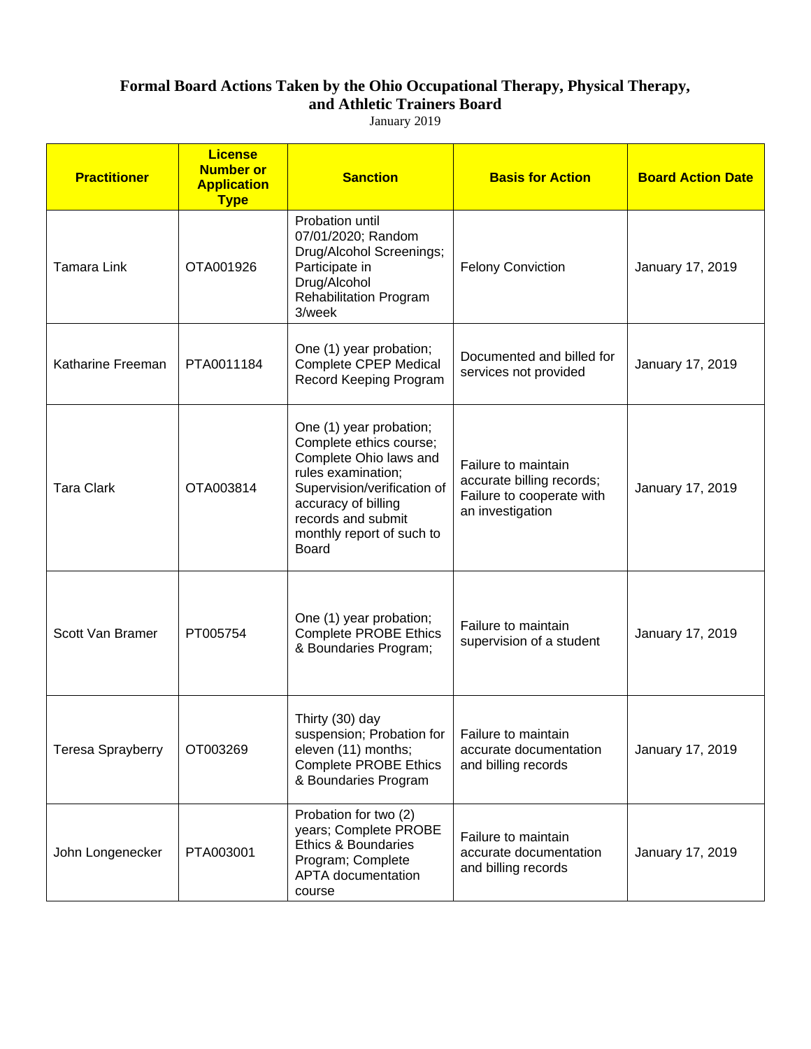**Formal Board Actions Taken by the Ohio Occupational Therapy, Physical Therapy, and Athletic Trainers Board**

January 2019

| Practitioner | License Number or Application Type | Sanction | Basis for Action | Board Action Date |
|---|---|---|---|---|
| Tamara Link | OTA001926 | Probation until 07/01/2020; Random Drug/Alcohol Screenings; Participate in Drug/Alcohol Rehabilitation Program 3/week | Felony Conviction | January 17, 2019 |
| Katharine Freeman | PTA0011184 | One (1) year probation; Complete CPEP Medical Record Keeping Program | Documented and billed for services not provided | January 17, 2019 |
| Tara Clark | OTA003814 | One (1) year probation; Complete ethics course; Complete Ohio laws and rules examination; Supervision/verification of accuracy of billing records and submit monthly report of such to Board | Failure to maintain accurate billing records; Failure to cooperate with an investigation | January 17, 2019 |
| Scott Van Bramer | PT005754 | One (1) year probation; Complete PROBE Ethics & Boundaries Program; | Failure to maintain supervision of a student | January 17, 2019 |
| Teresa Sprayberry | OT003269 | Thirty (30) day suspension; Probation for eleven (11) months; Complete PROBE Ethics & Boundaries Program | Failure to maintain accurate documentation and billing records | January 17, 2019 |
| John Longenecker | PTA003001 | Probation for two (2) years; Complete PROBE Ethics & Boundaries Program; Complete APTA documentation course | Failure to maintain accurate documentation and billing records | January 17, 2019 |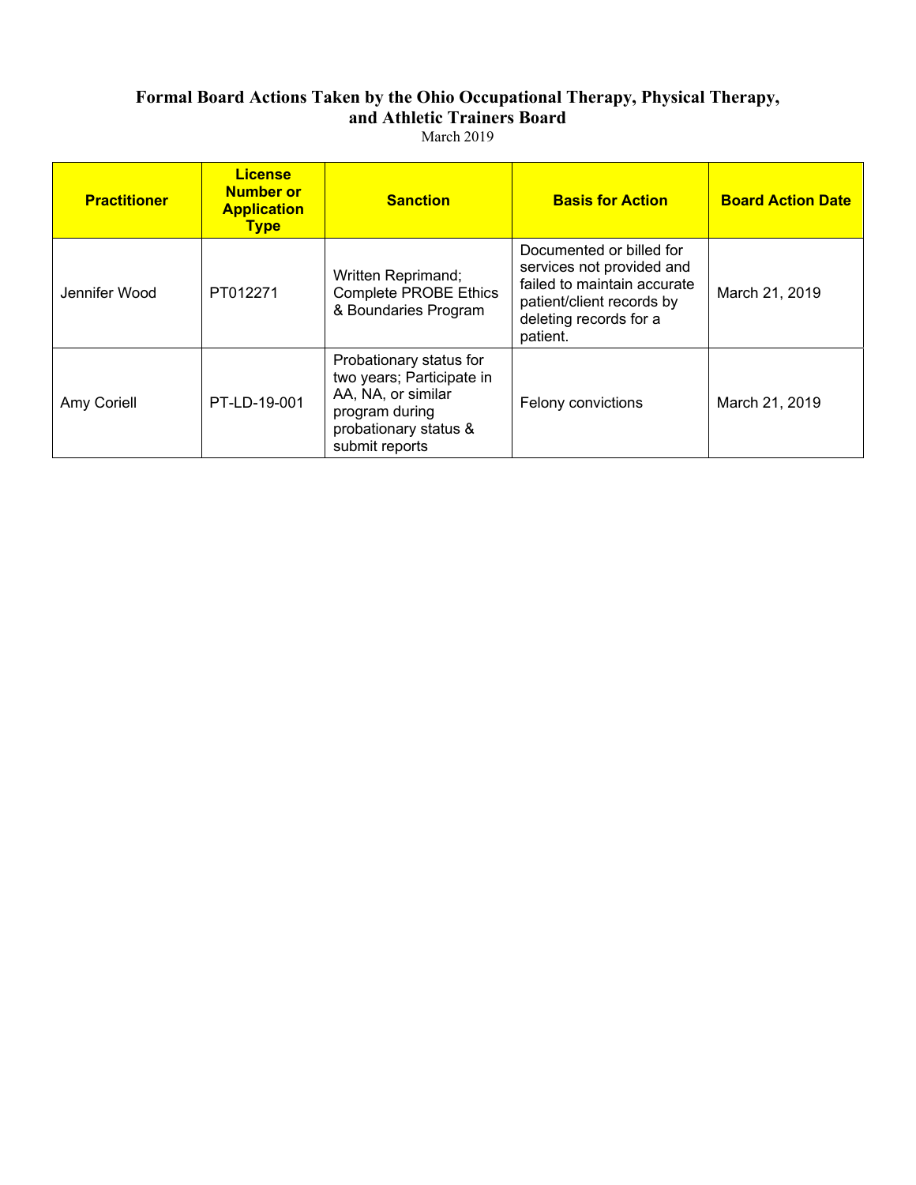# Formal Board Actions Taken by the Ohio Occupational Therapy, Physical Therapy, and Athletic Trainers Board

March 2019

| Practitioner | License Number or Application Type | Sanction | Basis for Action | Board Action Date |
|---|---|---|---|---|
| Jennifer Wood | PT012271 | Written Reprimand; Complete PROBE Ethics & Boundaries Program | Documented or billed for services not provided and failed to maintain accurate patient/client records by deleting records for a patient. | March 21, 2019 |
| Amy Coriell | PT-LD-19-001 | Probationary status for two years; Participate in AA, NA, or similar program during probationary status & submit reports | Felony convictions | March 21, 2019 |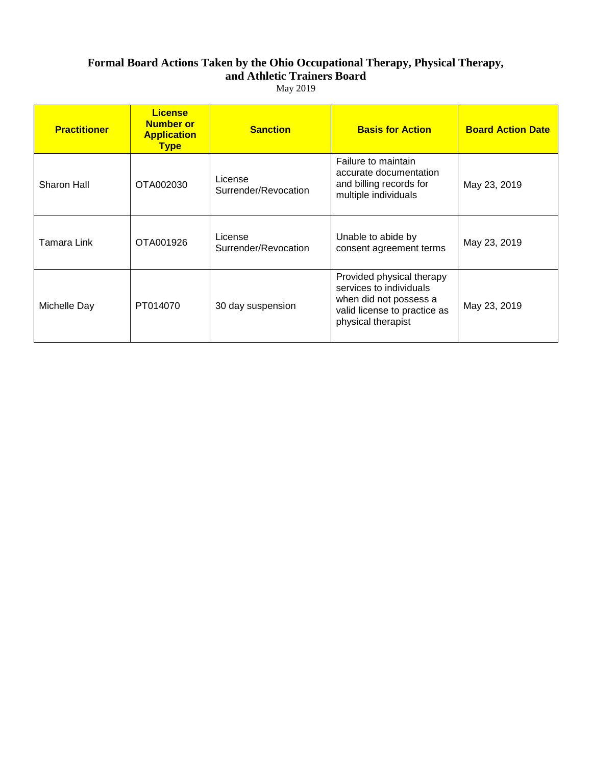# Formal Board Actions Taken by the Ohio Occupational Therapy, Physical Therapy, and Athletic Trainers Board

May 2019

| Practitioner | License Number or Application Type | Sanction | Basis for Action | Board Action Date |
|---|---|---|---|---|
| Sharon Hall | OTA002030 | License Surrender/Revocation | Failure to maintain accurate documentation and billing records for multiple individuals | May 23, 2019 |
| Tamara Link | OTA001926 | License Surrender/Revocation | Unable to abide by consent agreement terms | May 23, 2019 |
| Michelle Day | PT014070 | 30 day suspension | Provided physical therapy services to individuals when did not possess a valid license to practice as physical therapist | May 23, 2019 |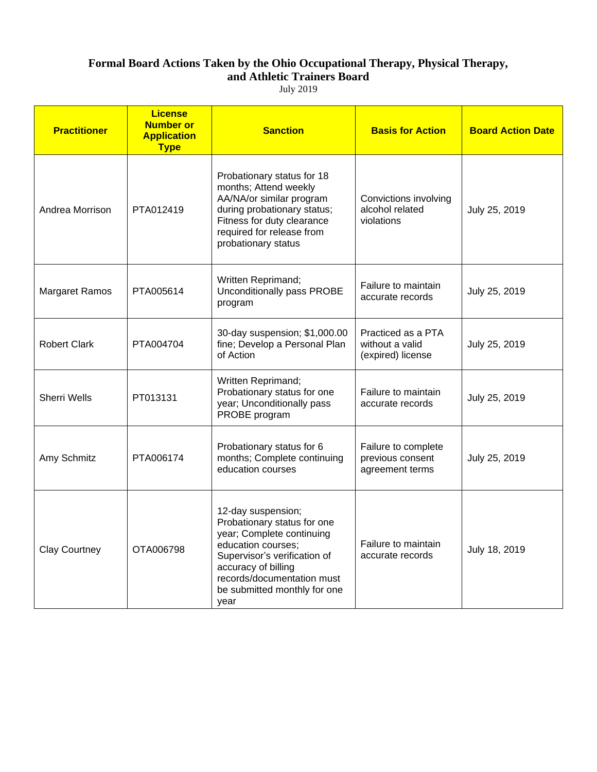## Formal Board Actions Taken by the Ohio Occupational Therapy, Physical Therapy, and Athletic Trainers Board

July 2019

| Practitioner | License Number or Application Type | Sanction | Basis for Action | Board Action Date |
|---|---|---|---|---|
| Andrea Morrison | PTA012419 | Probationary status for 18 months; Attend weekly AA/NA/or similar program during probationary status; Fitness for duty clearance required for release from probationary status | Convictions involving alcohol related violations | July 25, 2019 |
| Margaret Ramos | PTA005614 | Written Reprimand; Unconditionally pass PROBE program | Failure to maintain accurate records | July 25, 2019 |
| Robert Clark | PTA004704 | 30-day suspension; $1,000.00 fine; Develop a Personal Plan of Action | Practiced as a PTA without a valid (expired) license | July 25, 2019 |
| Sherri Wells | PT013131 | Written Reprimand; Probationary status for one year; Unconditionally pass PROBE program | Failure to maintain accurate records | July 25, 2019 |
| Amy Schmitz | PTA006174 | Probationary status for 6 months; Complete continuing education courses | Failure to complete previous consent agreement terms | July 25, 2019 |
| Clay Courtney | OTA006798 | 12-day suspension; Probationary status for one year; Complete continuing education courses; Supervisor's verification of accuracy of billing records/documentation must be submitted monthly for one year | Failure to maintain accurate records | July 18, 2019 |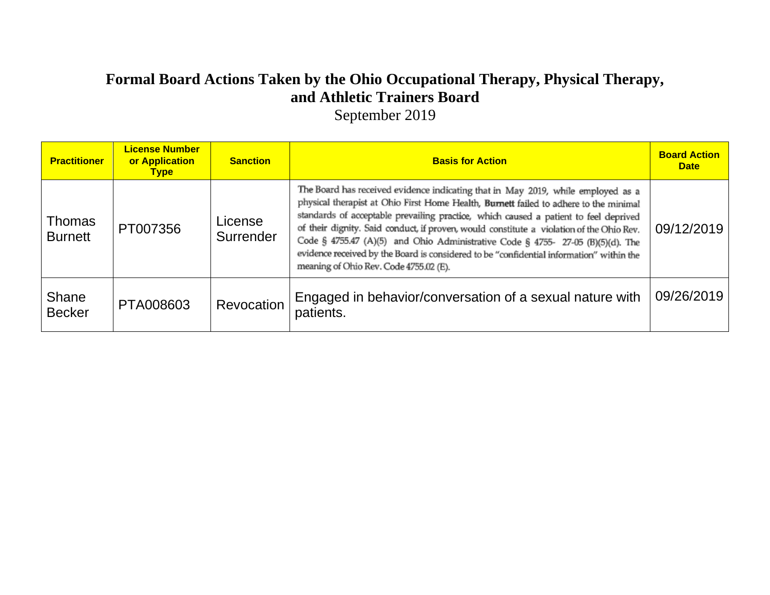# Formal Board Actions Taken by the Ohio Occupational Therapy, Physical Therapy, and Athletic Trainers Board

September 2019

| Practitioner | License Number or Application Type | Sanction | Basis for Action | Board Action Date |
|---|---|---|---|---|
| Thomas Burnett | PT007356 | License Surrender | The Board has received evidence indicating that in May 2019, while employed as a physical therapist at Ohio First Home Health, **Burnett** failed to adhere to the minimal standards of acceptable prevailing practice, which caused a patient to feel deprived of their dignity. Said conduct, if proven, would constitute a violation of the Ohio Rev. Code § 4755.47 (A)(5) and Ohio Administrative Code § 4755- 27-05 (B)(5)(d). The evidence received by the Board is considered to be "confidential information" within the meaning of Ohio Rev. Code 4755.02 (E). | 09/12/2019 |
| Shane Becker | PTA008603 | Revocation | Engaged in behavior/conversation of a sexual nature with patients. | 09/26/2019 |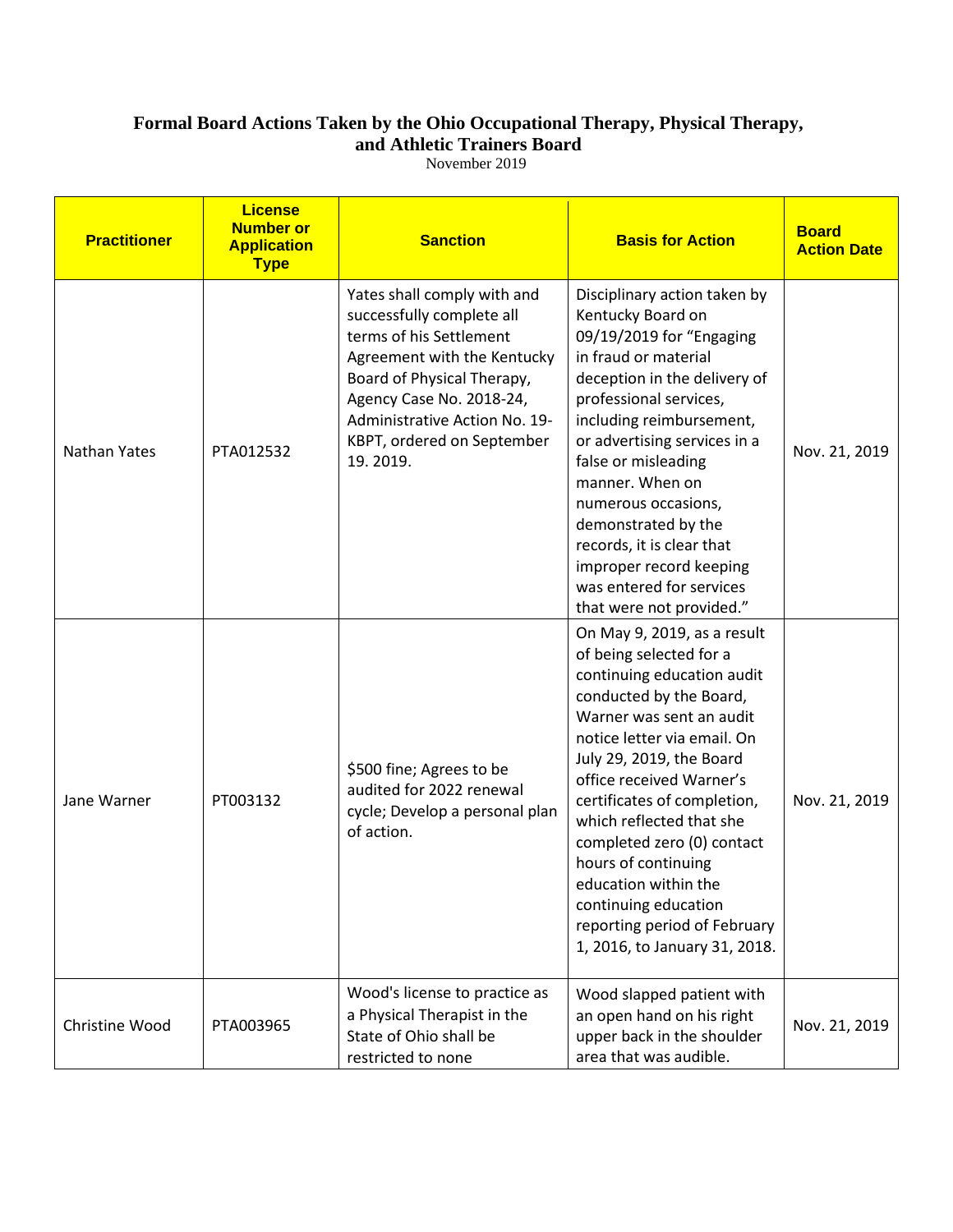**Formal Board Actions Taken by the Ohio Occupational Therapy, Physical Therapy, and Athletic Trainers Board**

November 2019

| Practitioner | License Number or Application Type | Sanction | Basis for Action | Board Action Date |
|---|---|---|---|---|
| Nathan Yates | PTA012532 | Yates shall comply with and successfully complete all terms of his Settlement Agreement with the Kentucky Board of Physical Therapy, Agency Case No. 2018-24, Administrative Action No. 19-KBPT, ordered on September 19. 2019. | Disciplinary action taken by Kentucky Board on 09/19/2019 for "Engaging in fraud or material deception in the delivery of professional services, including reimbursement, or advertising services in a false or misleading manner. When on numerous occasions, demonstrated by the records, it is clear that improper record keeping was entered for services that were not provided." | Nov. 21, 2019 |
| Jane Warner | PT003132 | $500 fine; Agrees to be audited for 2022 renewal cycle; Develop a personal plan of action. | On May 9, 2019, as a result of being selected for a continuing education audit conducted by the Board, Warner was sent an audit notice letter via email. On July 29, 2019, the Board office received Warner's certificates of completion, which reflected that she completed zero (0) contact hours of continuing education within the continuing education reporting period of February 1, 2016, to January 31, 2018. | Nov. 21, 2019 |
| Christine Wood | PTA003965 | Wood's license to practice as a Physical Therapist in the State of Ohio shall be restricted to none | Wood slapped patient with an open hand on his right upper back in the shoulder area that was audible. | Nov. 21, 2019 |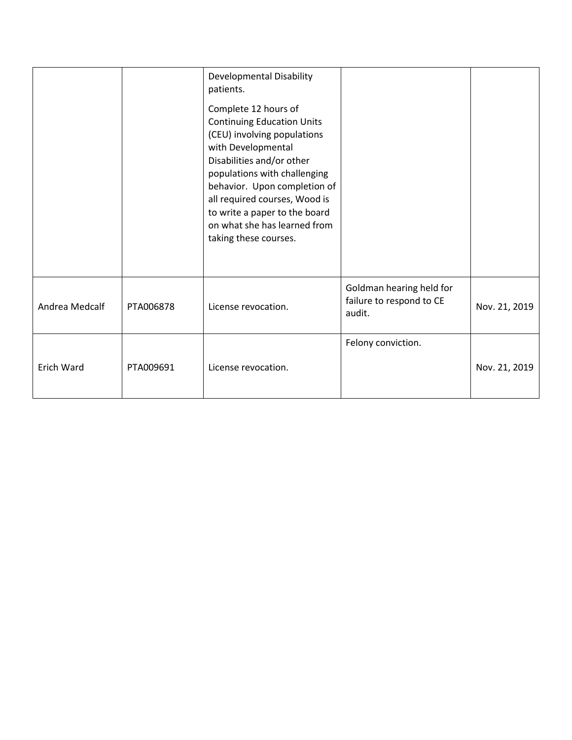| | | | | |
|---|---|---|---|---|
| | | Developmental Disability patients.<br><br>Complete 12 hours of Continuing Education Units (CEU) involving populations with Developmental Disabilities and/or other populations with challenging behavior. Upon completion of all required courses, Wood is to write a paper to the board on what she has learned from taking these courses. | | |
| Andrea Medcalf | PTA006878 | License revocation. | Goldman hearing held for failure to respond to CE audit. | Nov. 21, 2019 |
| Erich Ward | PTA009691 | License revocation. | Felony conviction. | Nov. 21, 2019 |